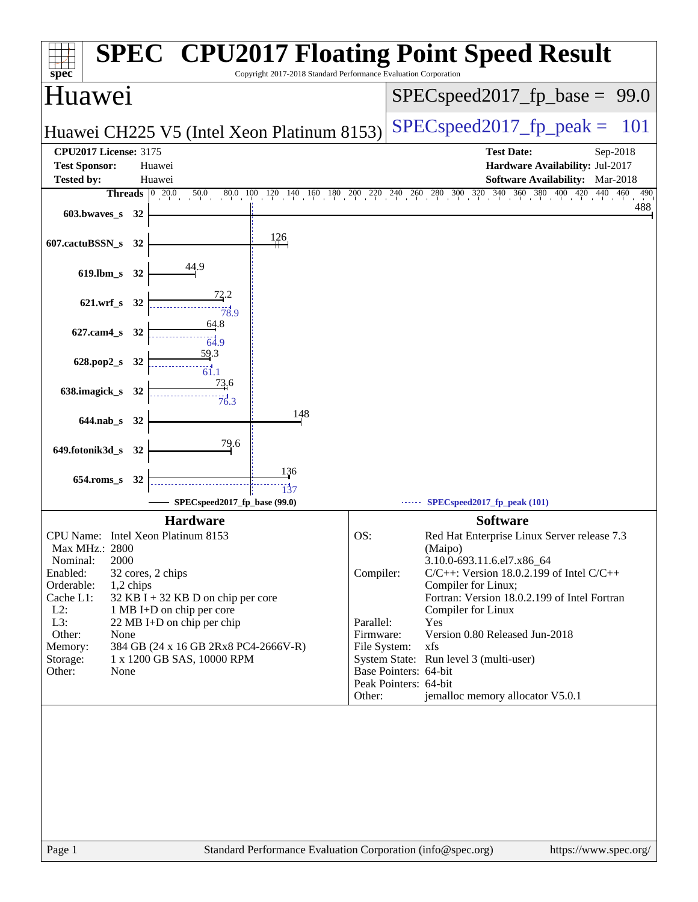# SPEC CPU2017 Floating Point Speed Result

Copyright 2017-2018 Standard Performance Evaluation Corporation

## Huawei

Huawei CH225 V5 (Intel Xeon Platinum 8153)

SPECspeed2017_fp_base = 99.0

SPECspeed2017_fp_peak = 101

**CPU2017 License:** 3175
**Test Sponsor:** Huawei
**Tested by:** Huawei

**Test Date:** Sep-2018
**Hardware Availability:** Jul-2017
**Software Availability:** Mar-2018

Threads 0 20.0 50.0 80.0 100 120 140 160 180 200 220 240 260 280 300 320 340 360 380 400 420 440 460 490

603.bwaves_s 32 — 488
607.cactuBSSN_s 32 — 126
619.lbm_s 32 — 44.9
621.wrf_s 32 — 72.2 / 78.9
627.cam4_s 32 — 64.8 / 64.9
628.pop2_s 32 — 59.3 / 61.1
638.imagick_s 32 — 73.6 / 76.3
644.nab_s 32 — 148
649.fotonik3d_s 32 — 79.6
654.roms_s 32 — 136 / 137

SPECspeed2017_fp_base (99.0)
SPECspeed2017_fp_peak (101)

### Hardware

| | |
|---|---|
| CPU Name: | Intel Xeon Platinum 8153 |
| Max MHz.: | 2800 |
| Nominal: | 2000 |
| Enabled: | 32 cores, 2 chips |
| Orderable: | 1,2 chips |
| Cache L1: | 32 KB I + 32 KB D on chip per core |
| L2: | 1 MB I+D on chip per core |
| L3: | 22 MB I+D on chip per chip |
| Other: | None |
| Memory: | 384 GB (24 x 16 GB 2Rx8 PC4-2666V-R) |
| Storage: | 1 x 1200 GB SAS, 10000 RPM |
| Other: | None |

### Software

| | |
|---|---|
| OS: | Red Hat Enterprise Linux Server release 7.3 (Maipo) 3.10.0-693.11.6.el7.x86_64 |
| Compiler: | C/C++: Version 18.0.2.199 of Intel C/C++ Compiler for Linux; Fortran: Version 18.0.2.199 of Intel Fortran Compiler for Linux |
| Parallel: | Yes |
| Firmware: | Version 0.80 Released Jun-2018 |
| File System: | xfs |
| System State: | Run level 3 (multi-user) |
| Base Pointers: | 64-bit |
| Peak Pointers: | 64-bit |
| Other: | jemalloc memory allocator V5.0.1 |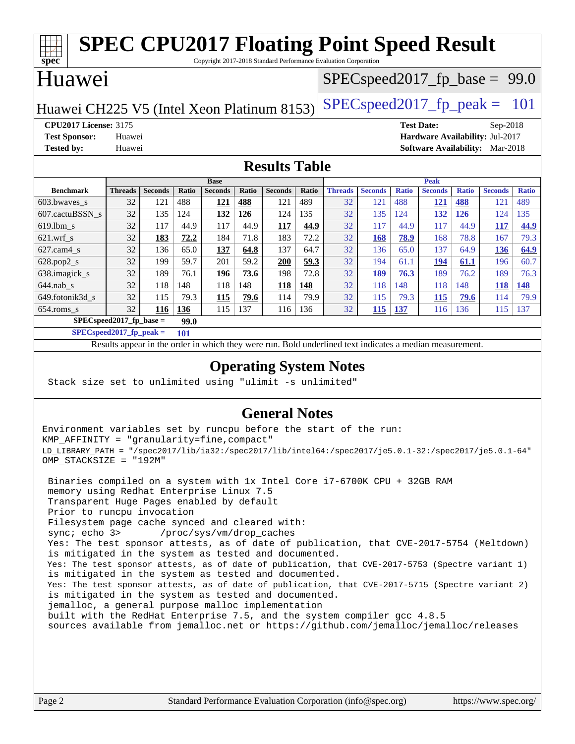# SPEC CPU2017 Floating Point Speed Result

Copyright 2017-2018 Standard Performance Evaluation Corporation

## Huawei

Huawei CH225 V5 (Intel Xeon Platinum 8153)

SPECspeed2017_fp_base = 99.0

SPECspeed2017_fp_peak = 101

**CPU2017 License:** 3175
**Test Sponsor:** Huawei
**Tested by:** Huawei

**Test Date:** Sep-2018
**Hardware Availability:** Jul-2017
**Software Availability:** Mar-2018

## Results Table

| | Base | | | | | | | Peak | | | | | | |
|---|---|---|---|---|---|---|---|---|---|---|---|---|---|---|
| **Benchmark** | **Threads** | **Seconds** | **Ratio** | **Seconds** | **Ratio** | **Seconds** | **Ratio** | **Threads** | **Seconds** | **Ratio** | **Seconds** | **Ratio** | **Seconds** | **Ratio** |
| 603.bwaves_s | 32 | 121 | 488 | **121** | **488** | 121 | 489 | 32 | 121 | 488 | **121** | **488** | 121 | 489 |
| 607.cactuBSSN_s | 32 | 135 | 124 | **132** | **126** | 124 | 135 | 32 | 135 | 124 | **132** | **126** | 124 | 135 |
| 619.lbm_s | 32 | 117 | 44.9 | 117 | 44.9 | **117** | **44.9** | 32 | 117 | 44.9 | 117 | 44.9 | **117** | **44.9** |
| 621.wrf_s | 32 | **183** | **72.2** | 184 | 71.8 | 183 | 72.2 | 32 | **168** | **78.9** | 168 | 78.8 | 167 | 79.3 |
| 627.cam4_s | 32 | 136 | 65.0 | **137** | **64.8** | 137 | 64.7 | 32 | 136 | 65.0 | 137 | 64.9 | **136** | **64.9** |
| 628.pop2_s | 32 | 199 | 59.7 | 201 | 59.2 | **200** | **59.3** | 32 | 194 | 61.1 | **194** | **61.1** | 196 | 60.7 |
| 638.imagick_s | 32 | 189 | 76.1 | **196** | **73.6** | 198 | 72.8 | 32 | **189** | **76.3** | 189 | 76.2 | 189 | 76.3 |
| 644.nab_s | 32 | 118 | 148 | 118 | 148 | **118** | **148** | 32 | 118 | 148 | 118 | 148 | **118** | **148** |
| 649.fotonik3d_s | 32 | 115 | 79.3 | **115** | **79.6** | 114 | 79.9 | 32 | 115 | 79.3 | **115** | **79.6** | 114 | 79.9 |
| 654.roms_s | 32 | **116** | **136** | 115 | 137 | 116 | 136 | 32 | **115** | **137** | 116 | 136 | 115 | 137 |

**SPECspeed2017_fp_base = 99.0**

**SPECspeed2017_fp_peak = 101**

Results appear in the order in which they were run. Bold underlined text indicates a median measurement.

## Operating System Notes

```
Stack size set to unlimited using "ulimit -s unlimited"
```

## General Notes

```
Environment variables set by runcpu before the start of the run:
KMP_AFFINITY = "granularity=fine,compact"
LD_LIBRARY_PATH = "/spec2017/lib/ia32:/spec2017/lib/intel64:/spec2017/je5.0.1-32:/spec2017/je5.0.1-64"
OMP_STACKSIZE = "192M"

 Binaries compiled on a system with 1x Intel Core i7-6700K CPU + 32GB RAM
 memory using Redhat Enterprise Linux 7.5
 Transparent Huge Pages enabled by default
 Prior to runcpu invocation
 Filesystem page cache synced and cleared with:
 sync; echo 3>       /proc/sys/vm/drop_caches
 Yes: The test sponsor attests, as of date of publication, that CVE-2017-5754 (Meltdown)
 is mitigated in the system as tested and documented.
 Yes: The test sponsor attests, as of date of publication, that CVE-2017-5753 (Spectre variant 1)
 is mitigated in the system as tested and documented.
 Yes: The test sponsor attests, as of date of publication, that CVE-2017-5715 (Spectre variant 2)
 is mitigated in the system as tested and documented.
 jemalloc, a general purpose malloc implementation
 built with the RedHat Enterprise 7.5, and the system compiler gcc 4.8.5
 sources available from jemalloc.net or https://github.com/jemalloc/jemalloc/releases
```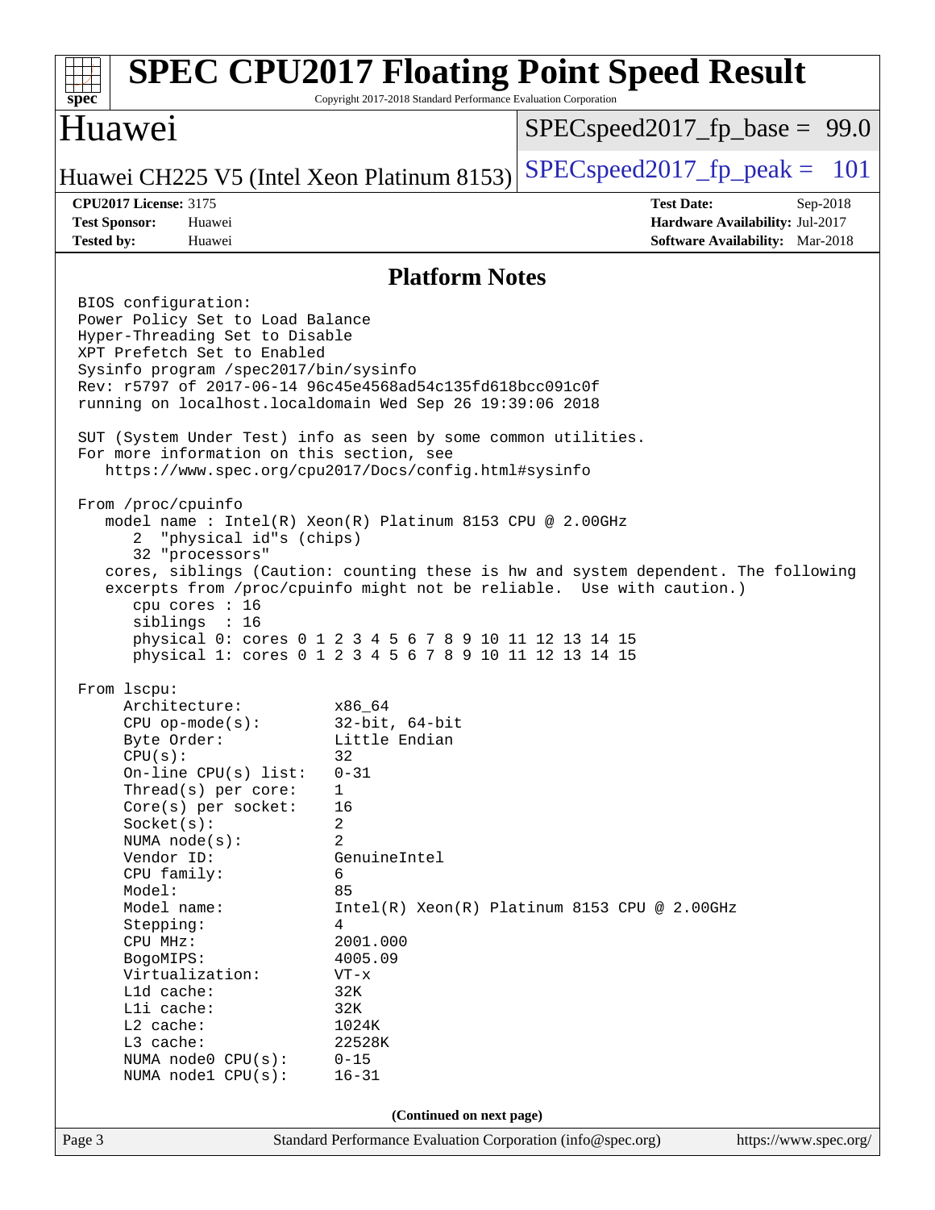# SPEC CPU2017 Floating Point Speed Result

Copyright 2017-2018 Standard Performance Evaluation Corporation

## Huawei

Huawei CH225 V5 (Intel Xeon Platinum 8153)

SPECspeed2017_fp_base = 99.0

SPECspeed2017_fp_peak = 101

**CPU2017 License:** 3175
**Test Sponsor:** Huawei
**Tested by:** Huawei

**Test Date:** Sep-2018
**Hardware Availability:** Jul-2017
**Software Availability:** Mar-2018

### Platform Notes

```
BIOS configuration:
Power Policy Set to Load Balance
Hyper-Threading Set to Disable
XPT Prefetch Set to Enabled
Sysinfo program /spec2017/bin/sysinfo
Rev: r5797 of 2017-06-14 96c45e4568ad54c135fd618bcc091c0f
running on localhost.localdomain Wed Sep 26 19:39:06 2018

SUT (System Under Test) info as seen by some common utilities.
For more information on this section, see
   https://www.spec.org/cpu2017/Docs/config.html#sysinfo

From /proc/cpuinfo
   model name : Intel(R) Xeon(R) Platinum 8153 CPU @ 2.00GHz
      2  "physical id"s (chips)
      32 "processors"
   cores, siblings (Caution: counting these is hw and system dependent. The following
   excerpts from /proc/cpuinfo might not be reliable.  Use with caution.)
      cpu cores : 16
      siblings  : 16
      physical 0: cores 0 1 2 3 4 5 6 7 8 9 10 11 12 13 14 15
      physical 1: cores 0 1 2 3 4 5 6 7 8 9 10 11 12 13 14 15

From lscpu:
     Architecture:          x86_64
     CPU op-mode(s):        32-bit, 64-bit
     Byte Order:            Little Endian
     CPU(s):                32
     On-line CPU(s) list:   0-31
     Thread(s) per core:    1
     Core(s) per socket:    16
     Socket(s):             2
     NUMA node(s):          2
     Vendor ID:             GenuineIntel
     CPU family:            6
     Model:                 85
     Model name:            Intel(R) Xeon(R) Platinum 8153 CPU @ 2.00GHz
     Stepping:              4
     CPU MHz:               2001.000
     BogoMIPS:              4005.09
     Virtualization:        VT-x
     L1d cache:             32K
     L1i cache:             32K
     L2 cache:              1024K
     L3 cache:              22528K
     NUMA node0 CPU(s):     0-15
     NUMA node1 CPU(s):     16-31
```

**(Continued on next page)**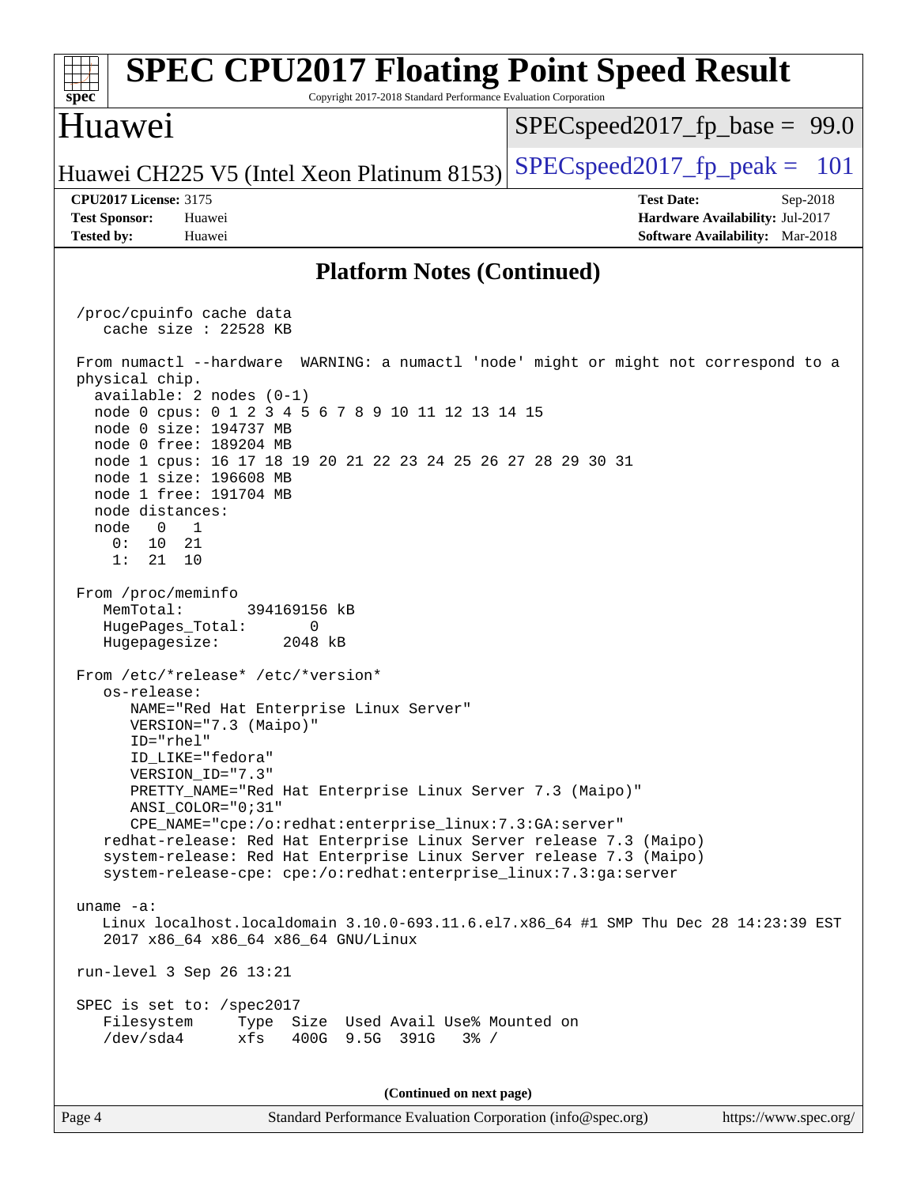## Platform Notes (Continued)

```
/proc/cpuinfo cache data
   cache size : 22528 KB

From numactl --hardware  WARNING: a numactl 'node' might or might not correspond to a
physical chip.
  available: 2 nodes (0-1)
  node 0 cpus: 0 1 2 3 4 5 6 7 8 9 10 11 12 13 14 15
  node 0 size: 194737 MB
  node 0 free: 189204 MB
  node 1 cpus: 16 17 18 19 20 21 22 23 24 25 26 27 28 29 30 31
  node 1 size: 196608 MB
  node 1 free: 191704 MB
  node distances:
  node   0   1
    0:  10  21
    1:  21  10

From /proc/meminfo
   MemTotal:       394169156 kB
   HugePages_Total:       0
   Hugepagesize:       2048 kB

From /etc/*release* /etc/*version*
   os-release:
      NAME="Red Hat Enterprise Linux Server"
      VERSION="7.3 (Maipo)"
      ID="rhel"
      ID_LIKE="fedora"
      VERSION_ID="7.3"
      PRETTY_NAME="Red Hat Enterprise Linux Server 7.3 (Maipo)"
      ANSI_COLOR="0;31"
      CPE_NAME="cpe:/o:redhat:enterprise_linux:7.3:GA:server"
   redhat-release: Red Hat Enterprise Linux Server release 7.3 (Maipo)
   system-release: Red Hat Enterprise Linux Server release 7.3 (Maipo)
   system-release-cpe: cpe:/o:redhat:enterprise_linux:7.3:ga:server

uname -a:
   Linux localhost.localdomain 3.10.0-693.11.6.el7.x86_64 #1 SMP Thu Dec 28 14:23:39 EST
   2017 x86_64 x86_64 x86_64 GNU/Linux

run-level 3 Sep 26 13:21

SPEC is set to: /spec2017
   Filesystem     Type  Size  Used Avail Use% Mounted on
   /dev/sda4      xfs   400G  9.5G  391G   3% /
```

(Continued on next page)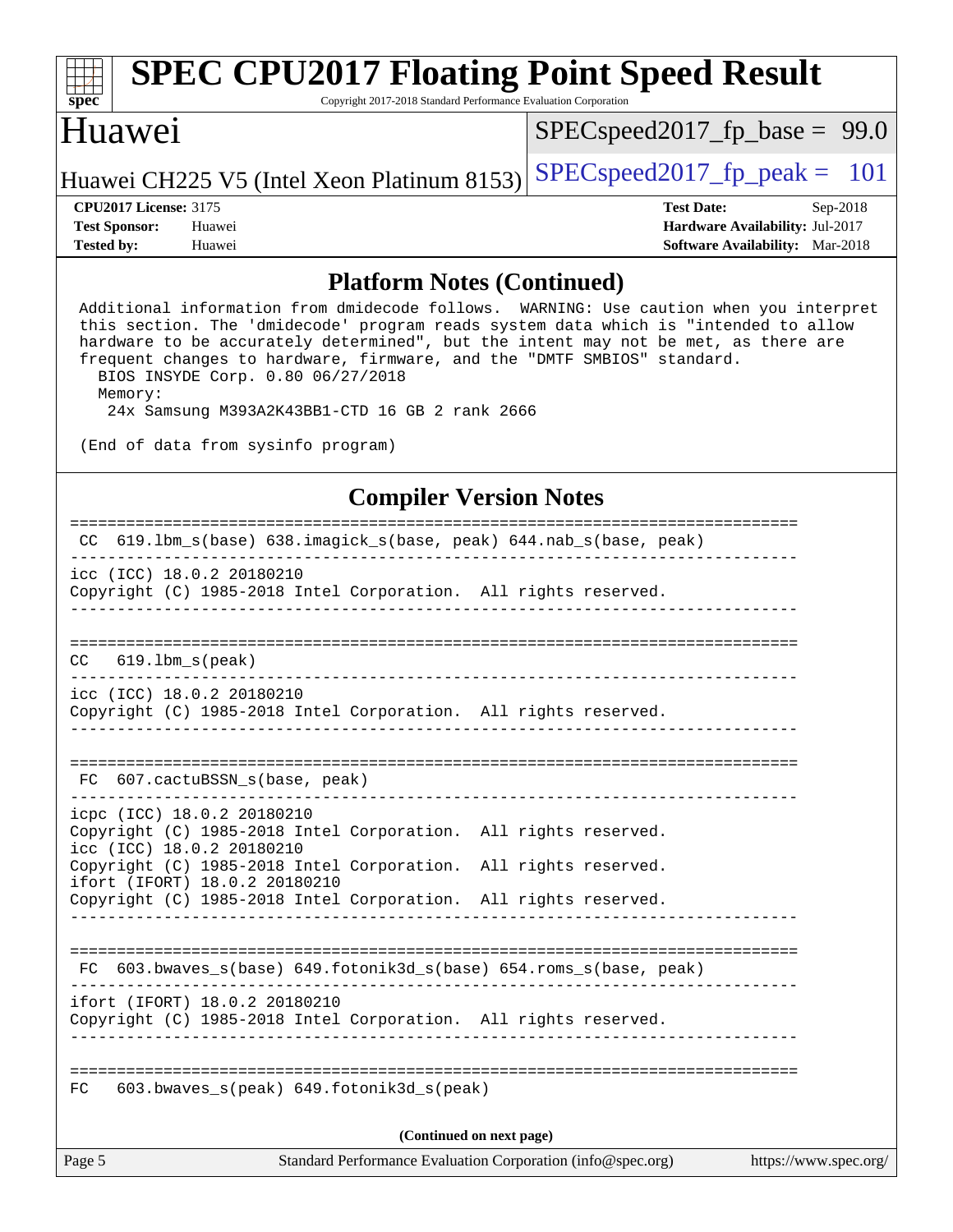## Platform Notes (Continued)

```
Additional information from dmidecode follows.  WARNING: Use caution when you interpret
this section. The 'dmidecode' program reads system data which is "intended to allow
hardware to be accurately determined", but the intent may not be met, as there are
frequent changes to hardware, firmware, and the "DMTF SMBIOS" standard.
  BIOS INSYDE Corp. 0.80 06/27/2018
  Memory:
   24x Samsung M393A2K43BB1-CTD 16 GB 2 rank 2666

(End of data from sysinfo program)
```

## Compiler Version Notes

```
==============================================================================
 CC  619.lbm_s(base) 638.imagick_s(base, peak) 644.nab_s(base, peak)
------------------------------------------------------------------------------
icc (ICC) 18.0.2 20180210
Copyright (C) 1985-2018 Intel Corporation.  All rights reserved.
------------------------------------------------------------------------------

==============================================================================
CC   619.lbm_s(peak)
------------------------------------------------------------------------------
icc (ICC) 18.0.2 20180210
Copyright (C) 1985-2018 Intel Corporation.  All rights reserved.
------------------------------------------------------------------------------

==============================================================================
 FC  607.cactuBSSN_s(base, peak)
------------------------------------------------------------------------------
icpc (ICC) 18.0.2 20180210
Copyright (C) 1985-2018 Intel Corporation.  All rights reserved.
icc (ICC) 18.0.2 20180210
Copyright (C) 1985-2018 Intel Corporation.  All rights reserved.
ifort (IFORT) 18.0.2 20180210
Copyright (C) 1985-2018 Intel Corporation.  All rights reserved.
------------------------------------------------------------------------------

==============================================================================
 FC  603.bwaves_s(base) 649.fotonik3d_s(base) 654.roms_s(base, peak)
------------------------------------------------------------------------------
ifort (IFORT) 18.0.2 20180210
Copyright (C) 1985-2018 Intel Corporation.  All rights reserved.
------------------------------------------------------------------------------

==============================================================================
FC   603.bwaves_s(peak) 649.fotonik3d_s(peak)
```

**(Continued on next page)**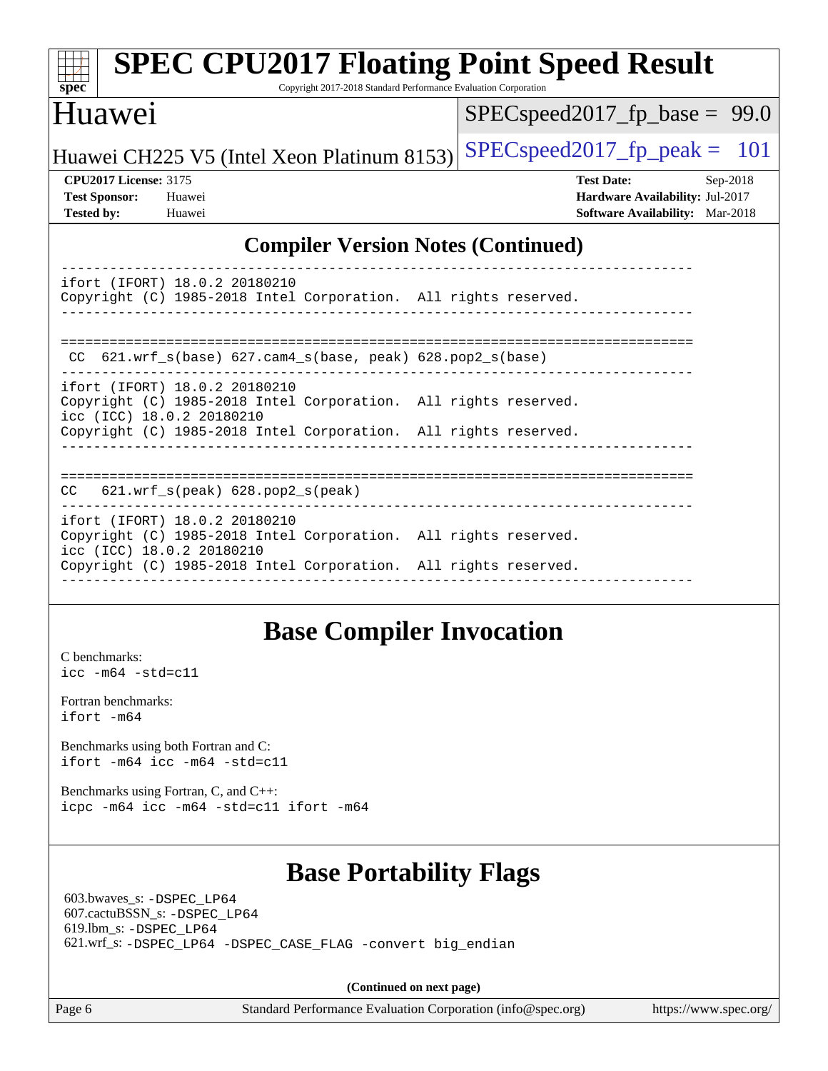## Compiler Version Notes (Continued)

```
------------------------------------------------------------------------------
ifort (IFORT) 18.0.2 20180210
Copyright (C) 1985-2018 Intel Corporation.  All rights reserved.
------------------------------------------------------------------------------

==============================================================================
 CC  621.wrf_s(base) 627.cam4_s(base, peak) 628.pop2_s(base)
------------------------------------------------------------------------------
ifort (IFORT) 18.0.2 20180210
Copyright (C) 1985-2018 Intel Corporation.  All rights reserved.
icc (ICC) 18.0.2 20180210
Copyright (C) 1985-2018 Intel Corporation.  All rights reserved.
------------------------------------------------------------------------------

==============================================================================
CC   621.wrf_s(peak) 628.pop2_s(peak)
------------------------------------------------------------------------------
ifort (IFORT) 18.0.2 20180210
Copyright (C) 1985-2018 Intel Corporation.  All rights reserved.
icc (ICC) 18.0.2 20180210
Copyright (C) 1985-2018 Intel Corporation.  All rights reserved.
------------------------------------------------------------------------------
```

## Base Compiler Invocation

C benchmarks:
`icc -m64 -std=c11`

Fortran benchmarks:
`ifort -m64`

Benchmarks using both Fortran and C:
`ifort -m64 icc -m64 -std=c11`

Benchmarks using Fortran, C, and C++:
`icpc -m64 icc -m64 -std=c11 ifort -m64`

## Base Portability Flags

603.bwaves_s: `-DSPEC_LP64`
607.cactuBSSN_s: `-DSPEC_LP64`
619.lbm_s: `-DSPEC_LP64`
621.wrf_s: `-DSPEC_LP64 -DSPEC_CASE_FLAG -convert big_endian`

**(Continued on next page)**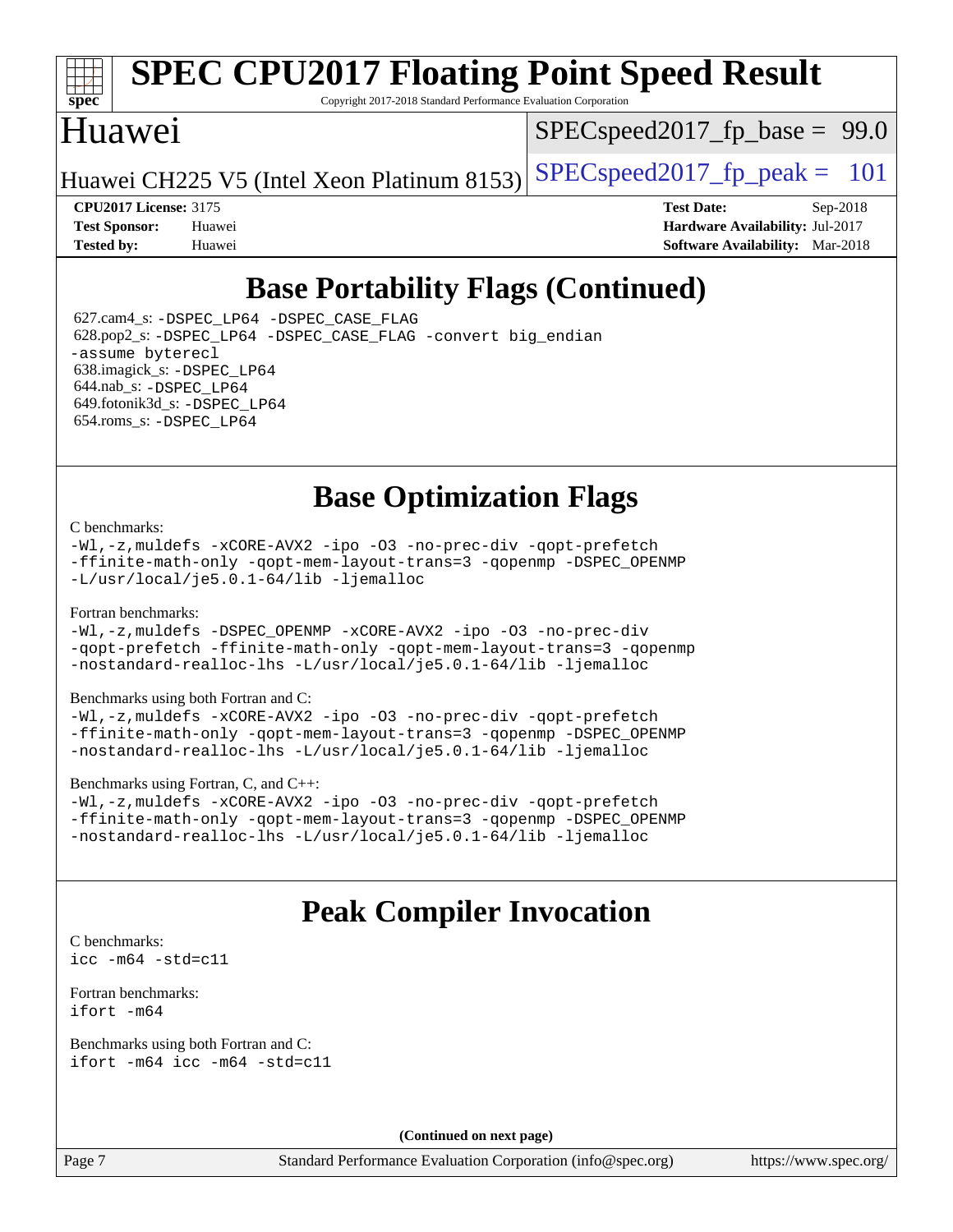# SPEC CPU2017 Floating Point Speed Result

Copyright 2017-2018 Standard Performance Evaluation Corporation

## Huawei

SPECspeed2017_fp_base = 99.0

Huawei CH225 V5 (Intel Xeon Platinum 8153)

SPECspeed2017_fp_peak = 101

**CPU2017 License:** 3175
**Test Sponsor:** Huawei
**Tested by:** Huawei

**Test Date:** Sep-2018
**Hardware Availability:** Jul-2017
**Software Availability:** Mar-2018

## Base Portability Flags (Continued)

627.cam4_s: `-DSPEC_LP64 -DSPEC_CASE_FLAG`
628.pop2_s: `-DSPEC_LP64 -DSPEC_CASE_FLAG -convert big_endian -assume byterecl`
638.imagick_s: `-DSPEC_LP64`
644.nab_s: `-DSPEC_LP64`
649.fotonik3d_s: `-DSPEC_LP64`
654.roms_s: `-DSPEC_LP64`

## Base Optimization Flags

C benchmarks:

```
-Wl,-z,muldefs -xCORE-AVX2 -ipo -O3 -no-prec-div -qopt-prefetch
-ffinite-math-only -qopt-mem-layout-trans=3 -qopenmp -DSPEC_OPENMP
-L/usr/local/je5.0.1-64/lib -ljemalloc
```

Fortran benchmarks:

```
-Wl,-z,muldefs -DSPEC_OPENMP -xCORE-AVX2 -ipo -O3 -no-prec-div
-qopt-prefetch -ffinite-math-only -qopt-mem-layout-trans=3 -qopenmp
-nostandard-realloc-lhs -L/usr/local/je5.0.1-64/lib -ljemalloc
```

Benchmarks using both Fortran and C:

```
-Wl,-z,muldefs -xCORE-AVX2 -ipo -O3 -no-prec-div -qopt-prefetch
-ffinite-math-only -qopt-mem-layout-trans=3 -qopenmp -DSPEC_OPENMP
-nostandard-realloc-lhs -L/usr/local/je5.0.1-64/lib -ljemalloc
```

Benchmarks using Fortran, C, and C++:

```
-Wl,-z,muldefs -xCORE-AVX2 -ipo -O3 -no-prec-div -qopt-prefetch
-ffinite-math-only -qopt-mem-layout-trans=3 -qopenmp -DSPEC_OPENMP
-nostandard-realloc-lhs -L/usr/local/je5.0.1-64/lib -ljemalloc
```

## Peak Compiler Invocation

C benchmarks:

```
icc -m64 -std=c11
```

Fortran benchmarks:

```
ifort -m64
```

Benchmarks using both Fortran and C:

```
ifort -m64 icc -m64 -std=c11
```

**(Continued on next page)**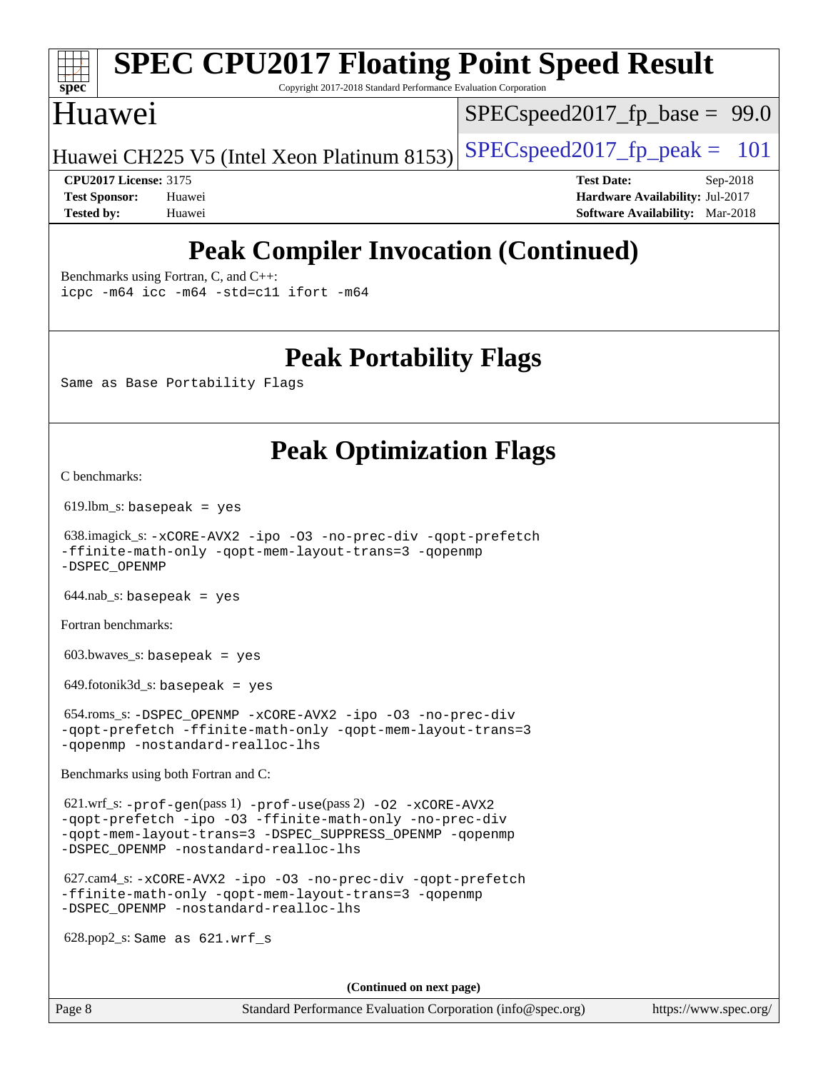# Peak Compiler Invocation (Continued)

Benchmarks using Fortran, C, and C++:

```
icpc -m64 icc -m64 -std=c11 ifort -m64
```

# Peak Portability Flags

Same as Base Portability Flags

# Peak Optimization Flags

C benchmarks:

619.lbm_s: `basepeak = yes`

638.imagick_s: `-xCORE-AVX2 -ipo -O3 -no-prec-div -qopt-prefetch -ffinite-math-only -qopt-mem-layout-trans=3 -qopenmp -DSPEC_OPENMP`

644.nab_s: `basepeak = yes`

Fortran benchmarks:

603.bwaves_s: `basepeak = yes`

649.fotonik3d_s: `basepeak = yes`

654.roms_s: `-DSPEC_OPENMP -xCORE-AVX2 -ipo -O3 -no-prec-div -qopt-prefetch -ffinite-math-only -qopt-mem-layout-trans=3 -qopenmp -nostandard-realloc-lhs`

Benchmarks using both Fortran and C:

621.wrf_s: `-prof-gen`(pass 1) `-prof-use`(pass 2) `-O2 -xCORE-AVX2 -qopt-prefetch -ipo -O3 -ffinite-math-only -no-prec-div -qopt-mem-layout-trans=3 -DSPEC_SUPPRESS_OPENMP -qopenmp -DSPEC_OPENMP -nostandard-realloc-lhs`

627.cam4_s: `-xCORE-AVX2 -ipo -O3 -no-prec-div -qopt-prefetch -ffinite-math-only -qopt-mem-layout-trans=3 -qopenmp -DSPEC_OPENMP -nostandard-realloc-lhs`

628.pop2_s: `Same as 621.wrf_s`

**(Continued on next page)**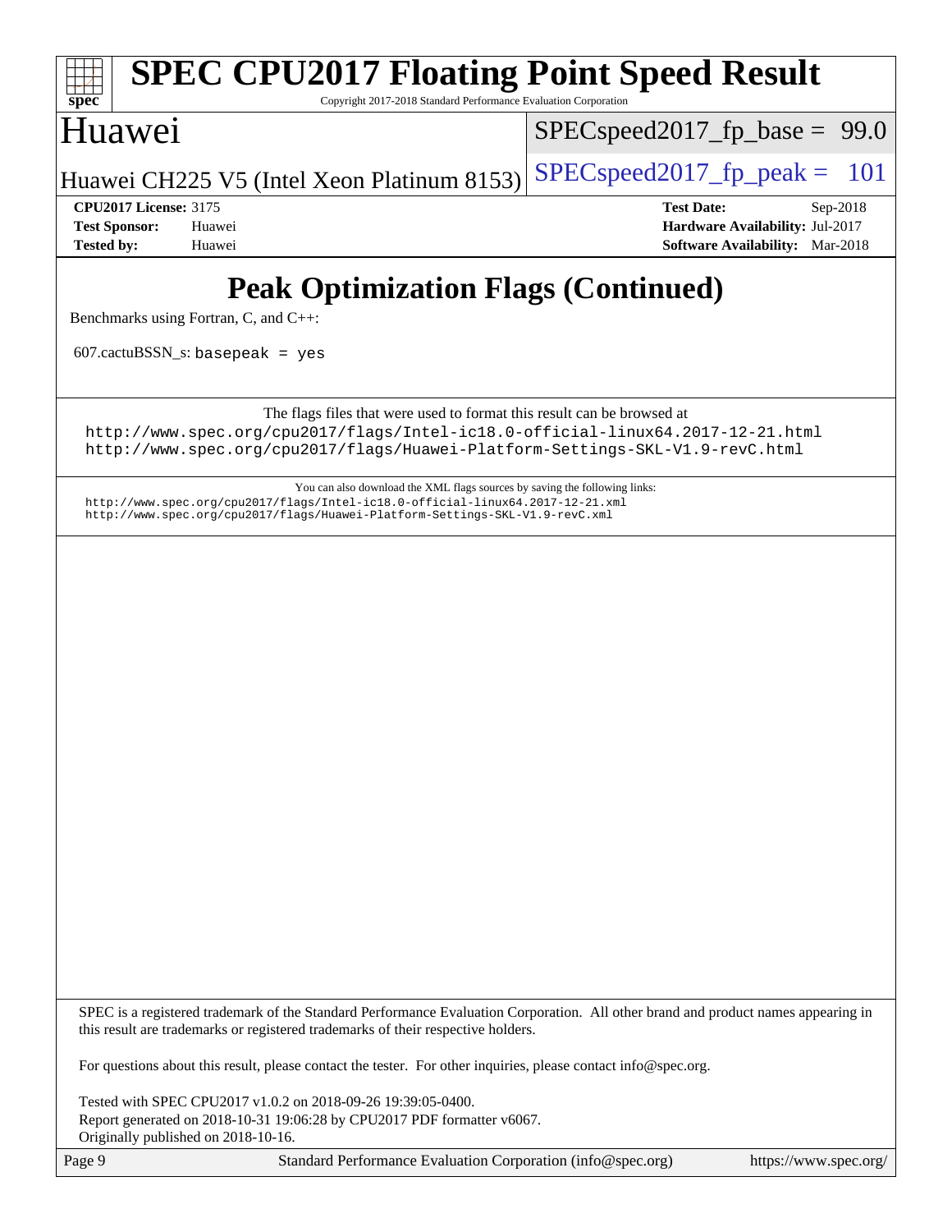# Peak Optimization Flags (Continued)

Benchmarks using Fortran, C, and C++:

607.cactuBSSN_s: `basepeak = yes`

The flags files that were used to format this result can be browsed at
http://www.spec.org/cpu2017/flags/Intel-ic18.0-official-linux64.2017-12-21.html
http://www.spec.org/cpu2017/flags/Huawei-Platform-Settings-SKL-V1.9-revC.html

You can also download the XML flags sources by saving the following links:
http://www.spec.org/cpu2017/flags/Intel-ic18.0-official-linux64.2017-12-21.xml
http://www.spec.org/cpu2017/flags/Huawei-Platform-Settings-SKL-V1.9-revC.xml

SPEC is a registered trademark of the Standard Performance Evaluation Corporation. All other brand and product names appearing in this result are trademarks or registered trademarks of their respective holders.

For questions about this result, please contact the tester. For other inquiries, please contact info@spec.org.

Tested with SPEC CPU2017 v1.0.2 on 2018-09-26 19:39:05-0400.
Report generated on 2018-10-31 19:06:28 by CPU2017 PDF formatter v6067.
Originally published on 2018-10-16.